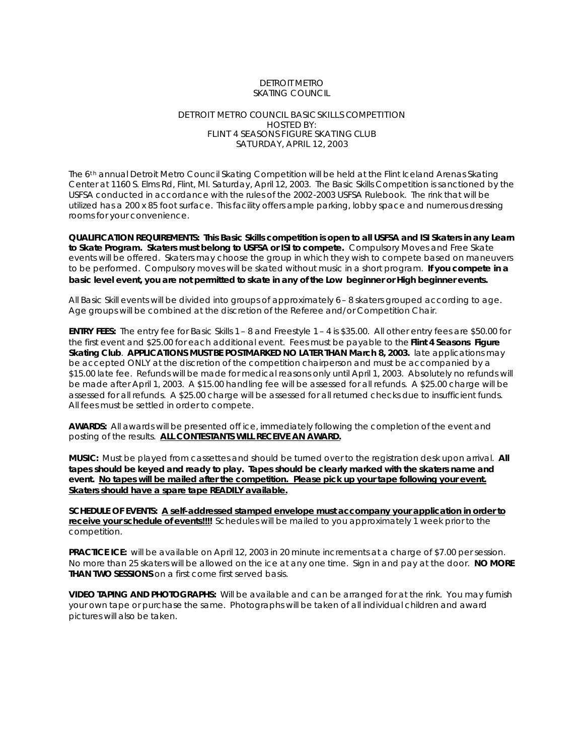DETROIT METRO
SKATING COUNCIL

DETROIT METRO COUNCIL BASIC SKILLS COMPETITION
HOSTED BY:
FLINT 4 SEASONS FIGURE SKATING CLUB
SATURDAY, APRIL 12, 2003

The 6th annual Detroit Metro Council Skating Competition will be held at the Flint Iceland Arenas Skating Center at 1160 S. Elms Rd, Flint, MI. Saturday, April 12, 2003. The Basic Skills Competition is sanctioned by the USFSA conducted in accordance with the rules of the 2002-2003 USFSA Rulebook. The rink that will be utilized has a 200 x 85 foot surface. This facility offers ample parking, lobby space and numerous dressing rooms for your convenience.

**QUALIFICATION REQUIREMENTS: This Basic Skills competition is open to all USFSA and ISI Skaters in any Learn to Skate Program. Skaters must belong to USFSA or ISI to compete.** Compulsory Moves and Free Skate events will be offered. Skaters may choose the group in which they wish to compete based on maneuvers to be performed. Compulsory moves will be skated without music in a short program. **If you compete in a basic level event, you are not permitted to skate in any of the Low beginner or High beginner events.**

All Basic Skill events will be divided into groups of approximately 6 – 8 skaters grouped according to age. Age groups will be combined at the discretion of the Referee and/or Competition Chair.

**ENTRY FEES:** The entry fee for Basic Skills 1 – 8 and Freestyle 1 – 4 is $35.00. All other entry fees are $50.00 for the first event and $25.00 for each additional event. Fees must be payable to the **Flint 4 Seasons Figure Skating Club**. **APPLICATIONS MUST BE POSTMARKED NO LATER THAN March 8, 2003.** late applications may be accepted ONLY at the discretion of the competition chairperson and must be accompanied by a $15.00 late fee. Refunds will be made for medical reasons only until April 1, 2003. Absolutely no refunds will be made after April 1, 2003. A $15.00 handling fee will be assessed for all refunds. A $25.00 charge will be assessed for all refunds. A $25.00 charge will be assessed for all returned checks due to insufficient funds. All fees must be settled in order to compete.

**AWARDS:** All awards will be presented off ice, immediately following the completion of the event and posting of the results. **ALL CONTESTANTS WILL RECEIVE AN AWARD.**

**MUSIC:** Must be played from cassettes and should be turned over to the registration desk upon arrival. **All tapes should be keyed and ready to play. Tapes should be clearly marked with the skaters name and event. No tapes will be mailed after the competition. Please pick up your tape following your event. Skaters should have a spare tape READILY available.**

**SCHEDULE OF EVENTS: A self-addressed stamped envelope must accompany your application in order to receive your schedule of events!!!!** Schedules will be mailed to you approximately 1 week prior to the competition.

**PRACTICE ICE:** will be available on April 12, 2003 in 20 minute increments at a charge of $7.00 per session. No more than 25 skaters will be allowed on the ice at any one time. Sign in and pay at the door. **NO MORE THAN TWO SESSIONS** on a first come first served basis.

**VIDEO TAPING AND PHOTOGRAPHS:** Will be available and can be arranged for at the rink. You may furnish your own tape or purchase the same. Photographs will be taken of all individual children and award pictures will also be taken.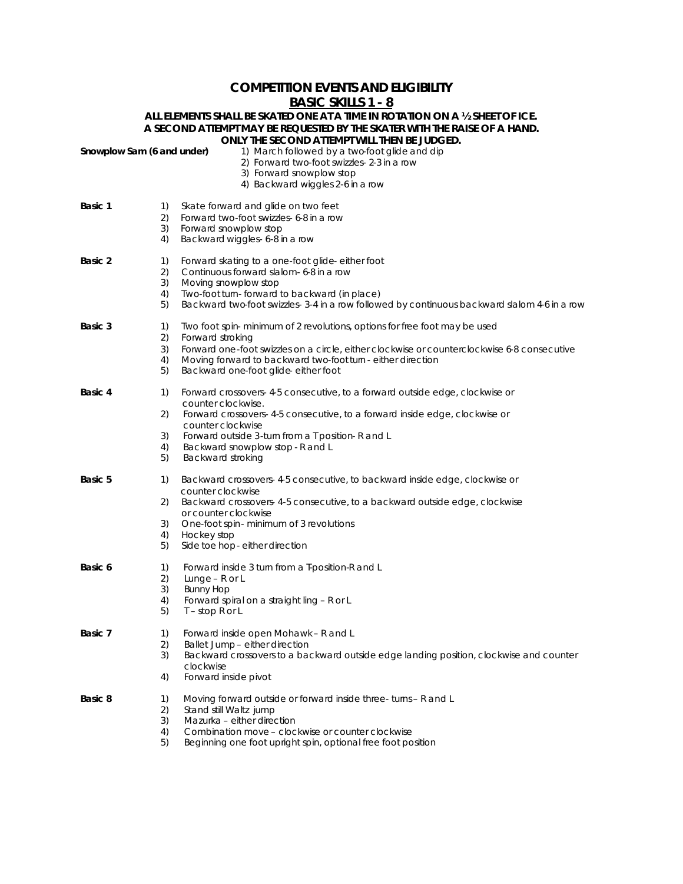# COMPETITION EVENTS AND ELIGIBILITY

## BASIC SKILLS 1 - 8

**ALL ELEMENTS SHALL BE SKATED ONE AT A TIME IN ROTATION ON A ½ SHEET OF ICE.
A SECOND ATTEMPT MAY BE REQUESTED BY THE SKATER WITH THE RAISE OF A HAND.
ONLY THE SECOND ATTEMPT WILL THEN BE JUDGED.**

**Snowplow Sam (6 and under)**

1) March followed by a two-foot glide and dip
2) Forward two-foot swizzles- 2-3 in a row
3) Forward snowplow stop
4) Backward wiggles 2-6 in a row

**Basic 1**

1) Skate forward and glide on two feet
2) Forward two-foot swizzles- 6-8 in a row
3) Forward snowplow stop
4) Backward wiggles- 6-8 in a row

**Basic 2**

1) Forward skating to a one-foot glide- either foot
2) Continuous forward slalom- 6-8 in a row
3) Moving snowplow stop
4) Two-foot turn- forward to backward (in place)
5) Backward two-foot swizzles- 3-4 in a row followed by continuous backward slalom 4-6 in a row

**Basic 3**

1) Two foot spin- minimum of 2 revolutions, options for free foot may be used
2) Forward stroking
3) Forward one-foot swizzles on a circle, either clockwise or counterclockwise 6-8 consecutive
4) Moving forward to backward two-foot turn - either direction
5) Backward one-foot glide- either foot

**Basic 4**

1) Forward crossovers- 4-5 consecutive, to a forward outside edge, clockwise or counter clockwise.
2) Forward crossovers- 4-5 consecutive, to a forward inside edge, clockwise or counter clockwise
3) Forward outside 3-turn from a T position- R and L
4) Backward snowplow stop - R and L
5) Backward stroking

**Basic 5**

1) Backward crossovers- 4-5 consecutive, to backward inside edge, clockwise or counter clockwise
2) Backward crossovers- 4-5 consecutive, to a backward outside edge, clockwise or counter clockwise
3) One-foot spin- minimum of 3 revolutions
4) Hockey stop
5) Side toe hop - either direction

**Basic 6**

1) Forward inside 3 turn from a T-position-R and L
2) Lunge – R or L
3) Bunny Hop
4) Forward spiral on a straight ling – R or L
5) T – stop R or L

**Basic 7**

1) Forward inside open Mohawk – R and L
2) Ballet Jump – either direction
3) Backward crossovers to a backward outside edge landing position, clockwise and counter clockwise
4) Forward inside pivot

**Basic 8**

1) Moving forward outside or forward inside three- turns – R and L
2) Stand still Waltz jump
3) Mazurka – either direction
4) Combination move – clockwise or counter clockwise
5) Beginning one foot upright spin, optional free foot position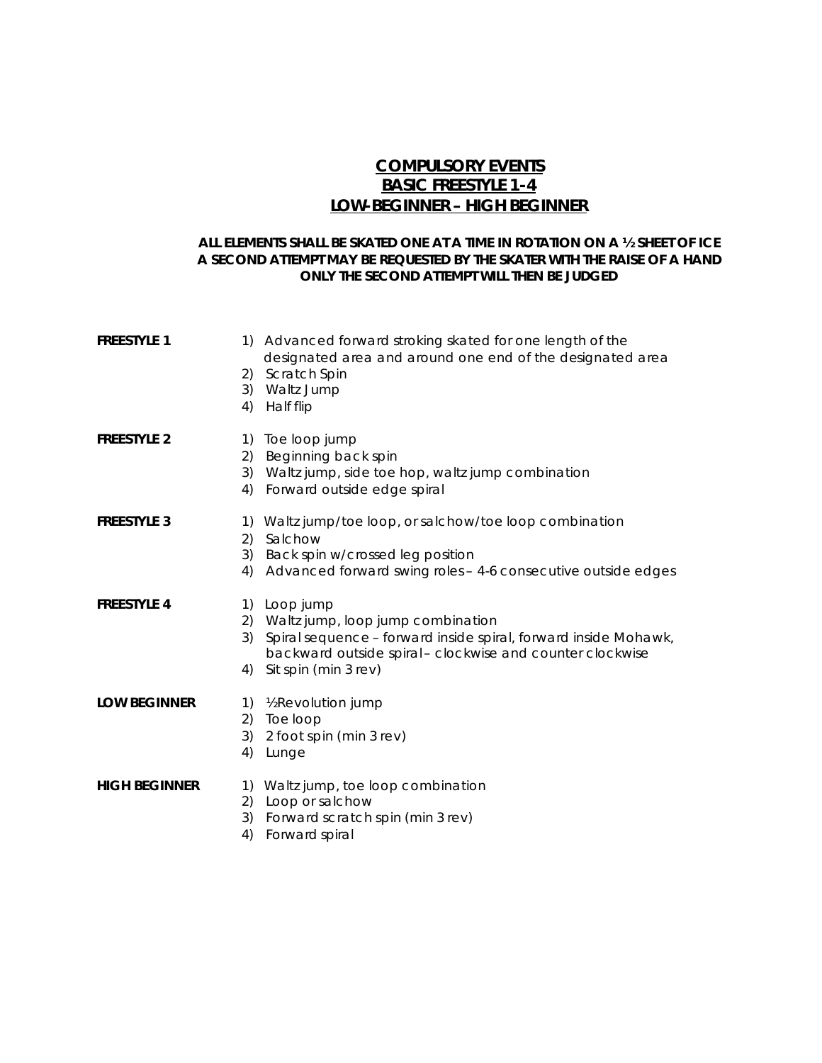# COMPULSORY EVENTS
# BASIC FREESTYLE 1-4
# LOW-BEGINNER – HIGH BEGINNER

**ALL ELEMENTS SHALL BE SKATED ONE AT A TIME IN ROTATION ON A ½ SHEET OF ICE**
**A SECOND ATTEMPT MAY BE REQUESTED BY THE SKATER WITH THE RAISE OF A HAND**
**ONLY THE SECOND ATTEMPT WILL THEN BE JUDGED**

**FREESTYLE 1**

1) Advanced forward stroking skated for one length of the designated area and around one end of the designated area
2) Scratch Spin
3) Waltz Jump
4) Half flip

**FREESTYLE 2**

1) Toe loop jump
2) Beginning back spin
3) Waltz jump, side toe hop, waltz jump combination
4) Forward outside edge spiral

**FREESTYLE 3**

1) Waltz jump/toe loop, or salchow/toe loop combination
2) Salchow
3) Back spin w/crossed leg position
4) Advanced forward swing roles – 4-6 consecutive outside edges

**FREESTYLE 4**

1) Loop jump
2) Waltz jump, loop jump combination
3) Spiral sequence – forward inside spiral, forward inside Mohawk, backward outside spiral – clockwise and counter clockwise
4) Sit spin (min 3 rev)

**LOW BEGINNER**

1) ½Revolution jump
2) Toe loop
3) 2 foot spin (min 3 rev)
4) Lunge

**HIGH BEGINNER**

1) Waltz jump, toe loop combination
2) Loop or salchow
3) Forward scratch spin (min 3 rev)
4) Forward spiral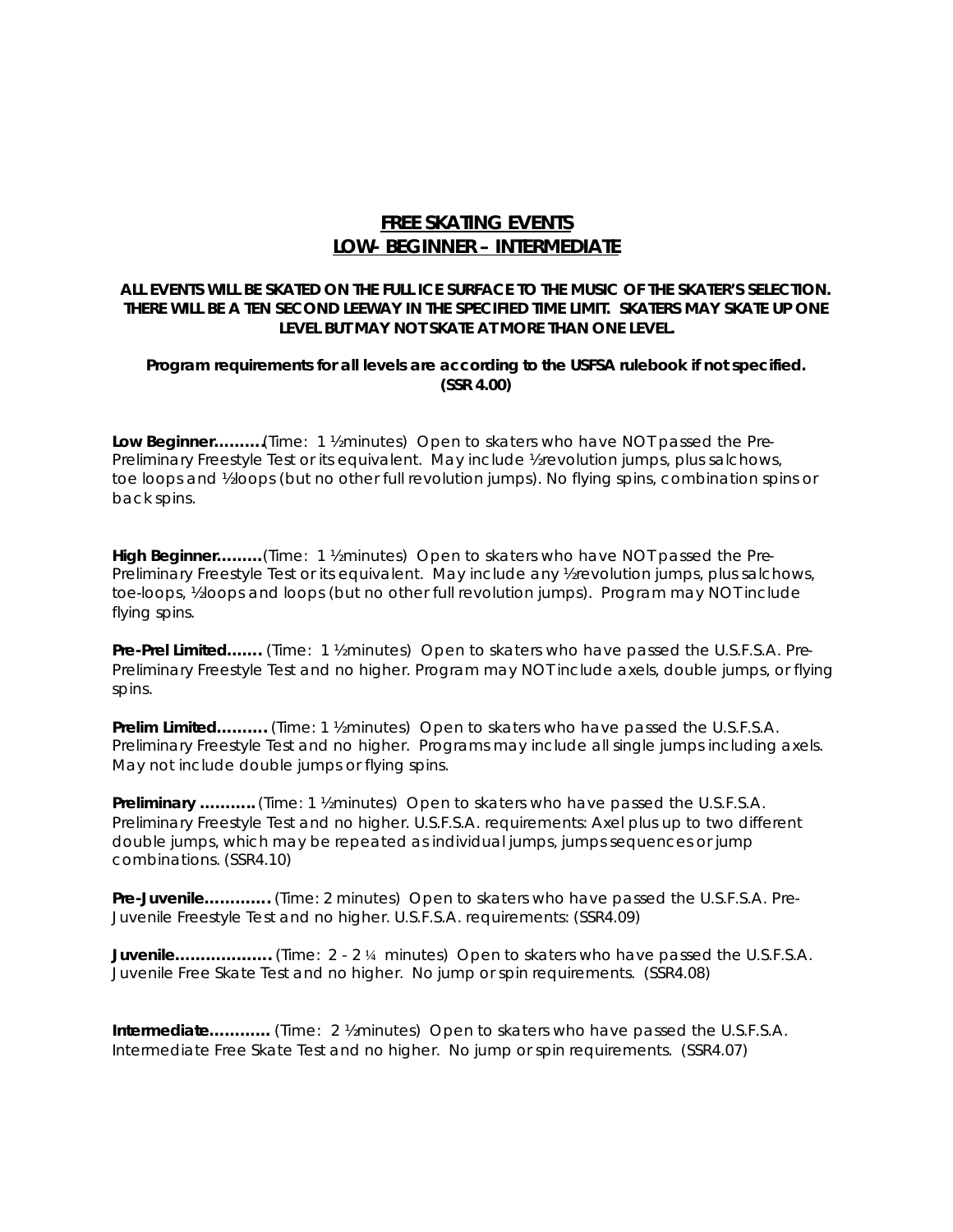# FREE SKATING EVENTS
## LOW- BEGINNER – INTERMEDIATE

**ALL EVENTS WILL BE SKATED ON THE FULL ICE SURFACE TO THE MUSIC OF THE SKATER'S SELECTION. THERE WILL BE A TEN SECOND LEEWAY IN THE SPECIFIED TIME LIMIT. SKATERS MAY SKATE UP ONE LEVEL BUT MAY NOT SKATE AT MORE THAN ONE LEVEL.**

**Program requirements for all levels are according to the USFSA rulebook if not specified. (SSR 4.00)**

**Low Beginner……….**(Time: 1 ½minutes) Open to skaters who have NOT passed the Pre-Preliminary Freestyle Test or its equivalent. May include ½revolution jumps, plus salchows, toe loops and ½loops (but no other full revolution jumps). No flying spins, combination spins or back spins.

**High Beginner………**(Time: 1 ½minutes) Open to skaters who have NOT passed the Pre-Preliminary Freestyle Test or its equivalent. May include any ½revolution jumps, plus salchows, toe-loops, ½loops and loops (but no other full revolution jumps). Program may NOT include flying spins.

**Pre-Prel Limited…….** (Time: 1 ½minutes) Open to skaters who have passed the U.S.F.S.A. Pre-Preliminary Freestyle Test and no higher. Program may NOT include axels, double jumps, or flying spins.

**Prelim Limited……….** (Time: 1 ½minutes) Open to skaters who have passed the U.S.F.S.A. Preliminary Freestyle Test and no higher. Programs may include all single jumps including axels. May not include double jumps or flying spins.

**Preliminary ………..** (Time: 1 ½minutes) Open to skaters who have passed the U.S.F.S.A. Preliminary Freestyle Test and no higher. U.S.F.S.A. requirements: Axel plus up to two different double jumps, which may be repeated as individual jumps, jumps sequences or jump combinations. (SSR4.10)

**Pre-Juvenile………….** (Time: 2 minutes) Open to skaters who have passed the U.S.F.S.A. Pre-Juvenile Freestyle Test and no higher. U.S.F.S.A. requirements: (SSR4.09)

**Juvenile……………….** (Time: 2 - 2 ¼ minutes) Open to skaters who have passed the U.S.F.S.A. Juvenile Free Skate Test and no higher. No jump or spin requirements. (SSR4.08)

**Intermediate…………** (Time: 2 ½minutes) Open to skaters who have passed the U.S.F.S.A. Intermediate Free Skate Test and no higher. No jump or spin requirements. (SSR4.07)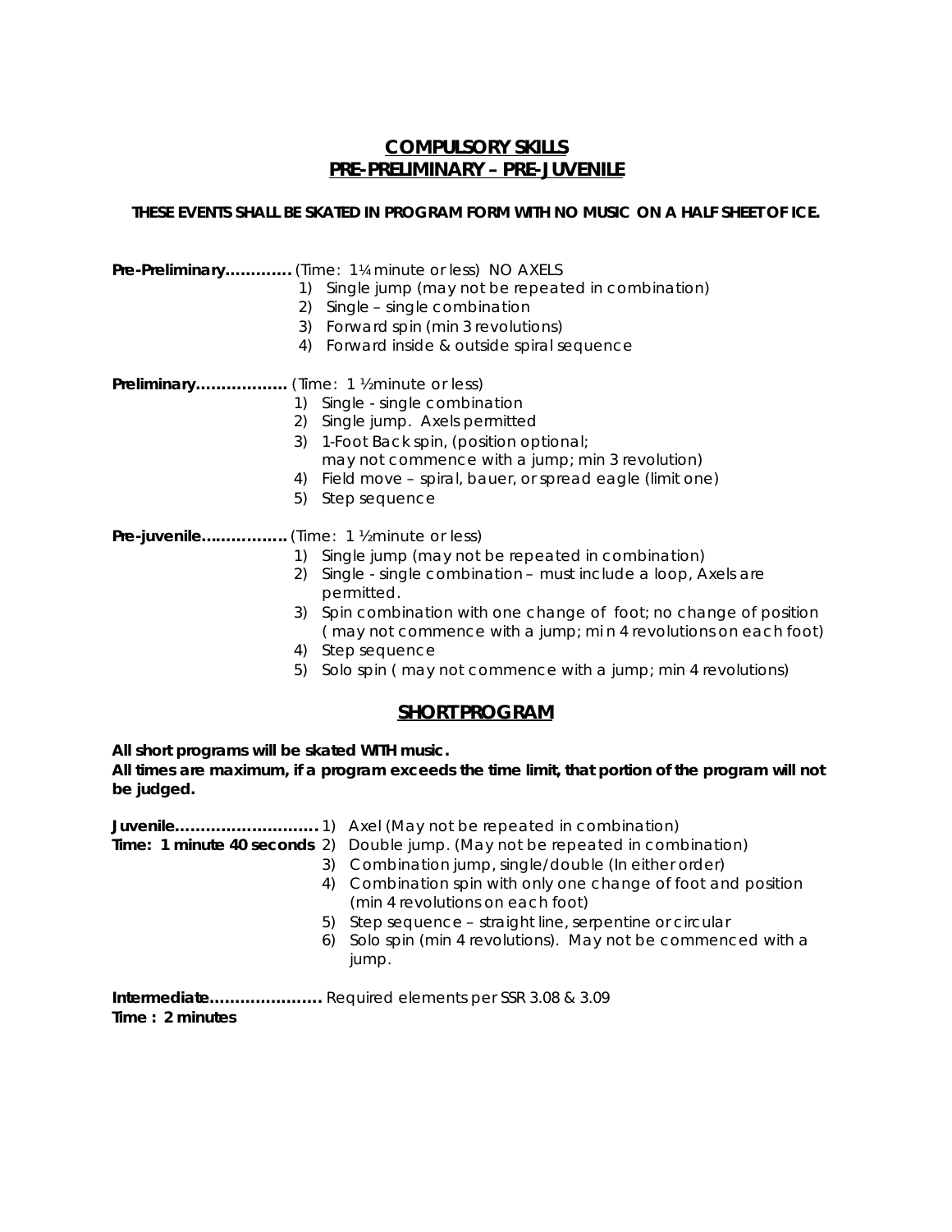## COMPULSORY SKILLS
## PRE-PRELIMINARY – PRE-JUVENILE

**THESE EVENTS SHALL BE SKATED IN PROGRAM FORM WITH NO MUSIC ON A HALF SHEET OF ICE.**

**Pre-Preliminary………….** (Time: 1¼ minute or less) NO AXELS

1) Single jump (may not be repeated in combination)
2) Single – single combination
3) Forward spin (min 3 revolutions)
4) Forward inside & outside spiral sequence

**Preliminary………………** (Time: 1 ½minute or less)

1) Single - single combination
2) Single jump. Axels permitted
3) 1-Foot Back spin, (position optional; may not commence with a jump; min 3 revolution)
4) Field move – spiral, bauer, or spread eagle (limit one)
5) Step sequence

**Pre-juvenile……………..** (Time: 1 ½minute or less)

1) Single jump (may not be repeated in combination)
2) Single - single combination – must include a loop, Axels are permitted.
3) Spin combination with one change of foot; no change of position ( may not commence with a jump; mi n 4 revolutions on each foot)
4) Step sequence
5) Solo spin ( may not commence with a jump; min 4 revolutions)

## SHORT PROGRAM

**All short programs will be skated WITH music.**
**All times are maximum, if a program exceeds the time limit, that portion of the program will not be judged.**

**Juvenile……………………….**
**Time: 1 minute 40 seconds**

1) Axel (May not be repeated in combination)
2) Double jump. (May not be repeated in combination)
3) Combination jump, single/double (In either order)
4) Combination spin with only one change of foot and position (min 4 revolutions on each foot)
5) Step sequence – straight line, serpentine or circular
6) Solo spin (min 4 revolutions). May not be commenced with a jump.

**Intermediate………………….** Required elements per SSR 3.08 & 3.09
**Time : 2 minutes**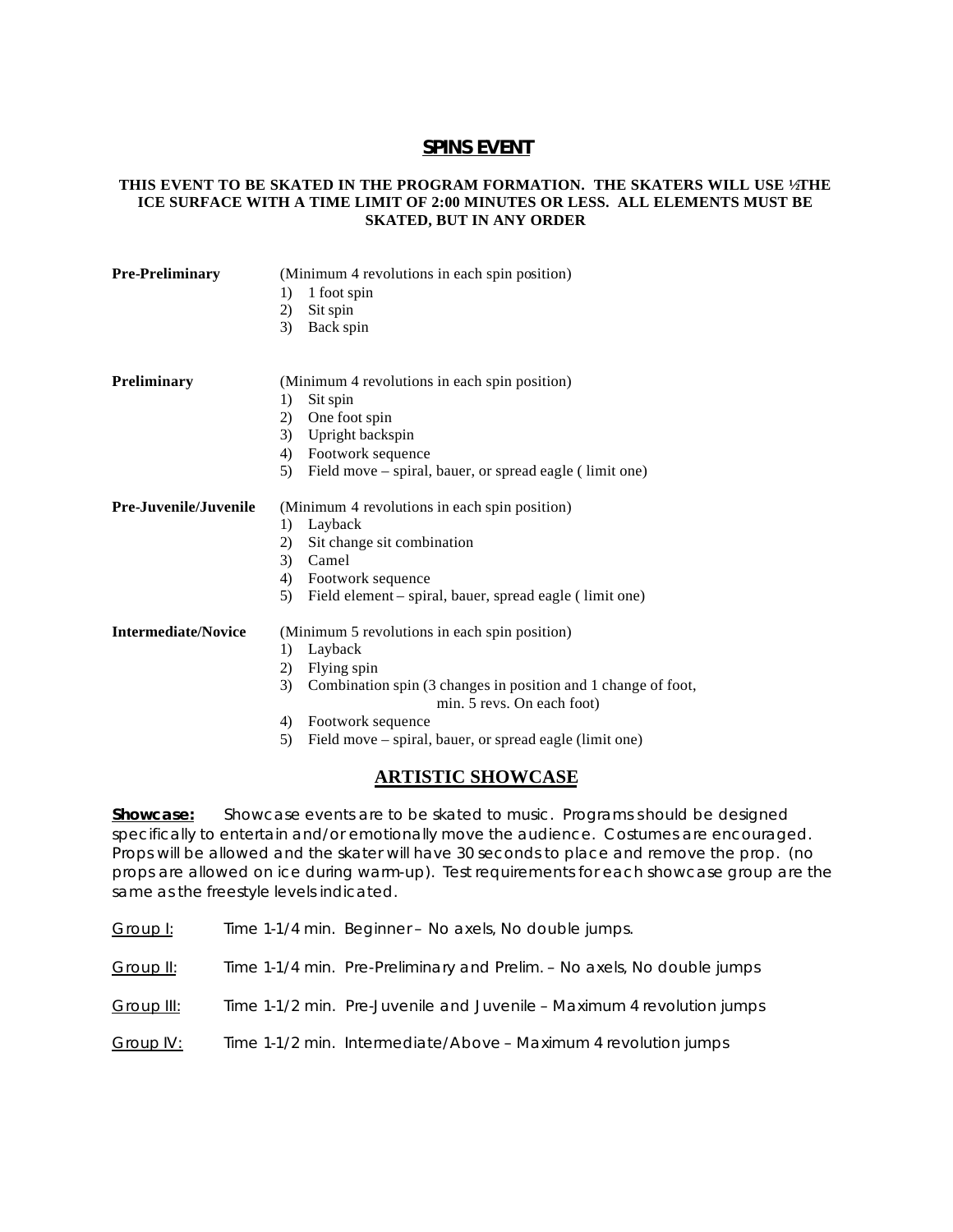## SPINS EVENT

**THIS EVENT TO BE SKATED IN THE PROGRAM FORMATION. THE SKATERS WILL USE ½THE ICE SURFACE WITH A TIME LIMIT OF 2:00 MINUTES OR LESS. ALL ELEMENTS MUST BE SKATED, BUT IN ANY ORDER**

**Pre-Preliminary** (Minimum 4 revolutions in each spin position)

1) 1 foot spin
2) Sit spin
3) Back spin

**Preliminary** (Minimum 4 revolutions in each spin position)

1) Sit spin
2) One foot spin
3) Upright backspin
4) Footwork sequence
5) Field move – spiral, bauer, or spread eagle ( limit one)

**Pre-Juvenile/Juvenile** (Minimum 4 revolutions in each spin position)

1) Layback
2) Sit change sit combination
3) Camel
4) Footwork sequence
5) Field element – spiral, bauer, spread eagle ( limit one)

**Intermediate/Novice** (Minimum 5 revolutions in each spin position)

1) Layback
2) Flying spin
3) Combination spin (3 changes in position and 1 change of foot, min. 5 revs. On each foot)
4) Footwork sequence
5) Field move – spiral, bauer, or spread eagle (limit one)

## ARTISTIC SHOWCASE

**Showcase:** Showcase events are to be skated to music. Programs should be designed specifically to entertain and/or emotionally move the audience. Costumes are encouraged. Props will be allowed and the skater will have 30 seconds to place and remove the prop. (no props are allowed on ice during warm-up). Test requirements for each showcase group are the same as the freestyle levels indicated.

Group I: Time 1-1/4 min. Beginner – No axels, No double jumps.

Group II: Time 1-1/4 min. Pre-Preliminary and Prelim. – No axels, No double jumps

Group III: Time 1-1/2 min. Pre-Juvenile and Juvenile – Maximum 4 revolution jumps

Group IV: Time 1-1/2 min. Intermediate/Above – Maximum 4 revolution jumps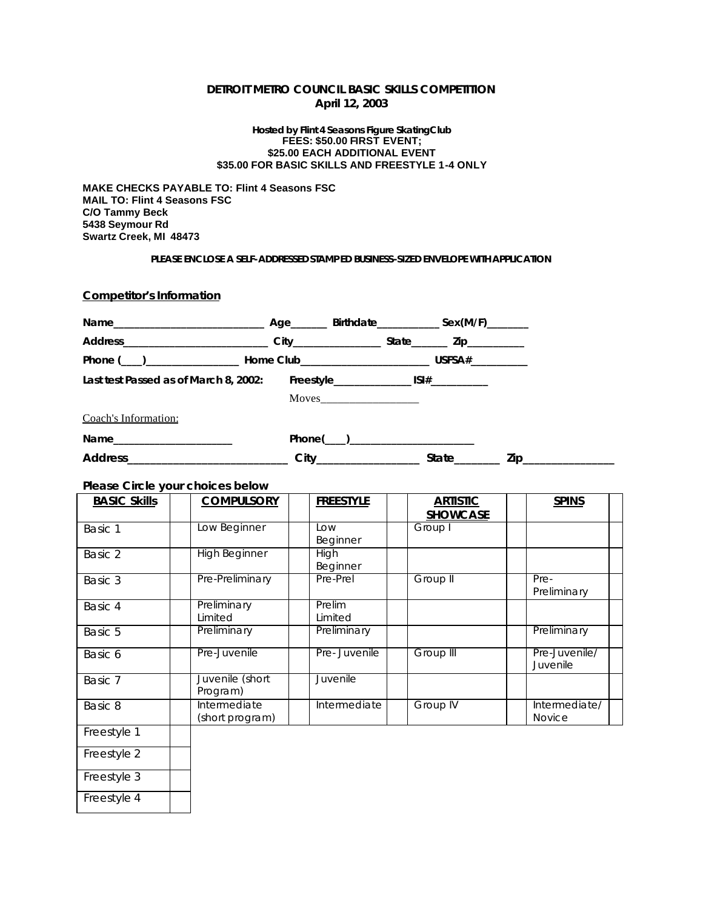**DETROIT METRO COUNCIL BASIC SKILLS COMPETITION**
**April 12, 2003**

**Hosted by Flint 4 Seasons Figure Skating Club**
**FEES: $50.00 FIRST EVENT;**
**$25.00 EACH ADDITIONAL EVENT**
**$35.00 FOR BASIC SKILLS AND FREESTYLE 1-4 ONLY**

**MAKE CHECKS PAYABLE TO: Flint 4 Seasons FSC**
**MAIL TO: Flint 4 Seasons FSC**
**C/O Tammy Beck**
**5438 Seymour Rd**
**Swartz Creek, MI 48473**

**PLEASE ENCLOSE A SELF-ADDRESSED STAMPED BUSINESS-SIZED ENVELOPE WITH APPLICATION**

**Competitor's Information**

Name___________________________ Age______ Birthdate___________ Sex(M/F)_______

Address__________________________ City________________ State______ Zip__________

Phone (___)_________________ Home Club________________________ USFSA#__________

Last test Passed as of March 8, 2002: Freestyle______________ ISI#__________

Moves__________________

Coach's Information:

Name_____________________ Phone(___)______________________

Address____________________________ City_________________ State________ Zip________________

**Please Circle your choices below**

| BASIC Skills | | COMPULSORY | | FREESTYLE | | ARTISTIC SHOWCASE | | SPINS | |
|---|---|---|---|---|---|---|---|---|---|
| Basic 1 | | Low Beginner | | Low Beginner | | Group I | | | |
| Basic 2 | | High Beginner | | High Beginner | | | | | |
| Basic 3 | | Pre-Preliminary | | Pre-Prel | | Group II | | Pre-Preliminary | |
| Basic 4 | | Preliminary Limited | | Prelim Limited | | | | | |
| Basic 5 | | Preliminary | | Preliminary | | | | Preliminary | |
| Basic 6 | | Pre-Juvenile | | Pre- Juvenile | | Group III | | Pre-Juvenile/ Juvenile | |
| Basic 7 | | Juvenile (short Program) | | Juvenile | | | | | |
| Basic 8 | | Intermediate (short program) | | Intermediate | | Group IV | | Intermediate/ Novice | |
| Freestyle 1 | | | | | | | | | |
| Freestyle 2 | | | | | | | | | |
| Freestyle 3 | | | | | | | | | |
| Freestyle 4 | | | | | | | | | |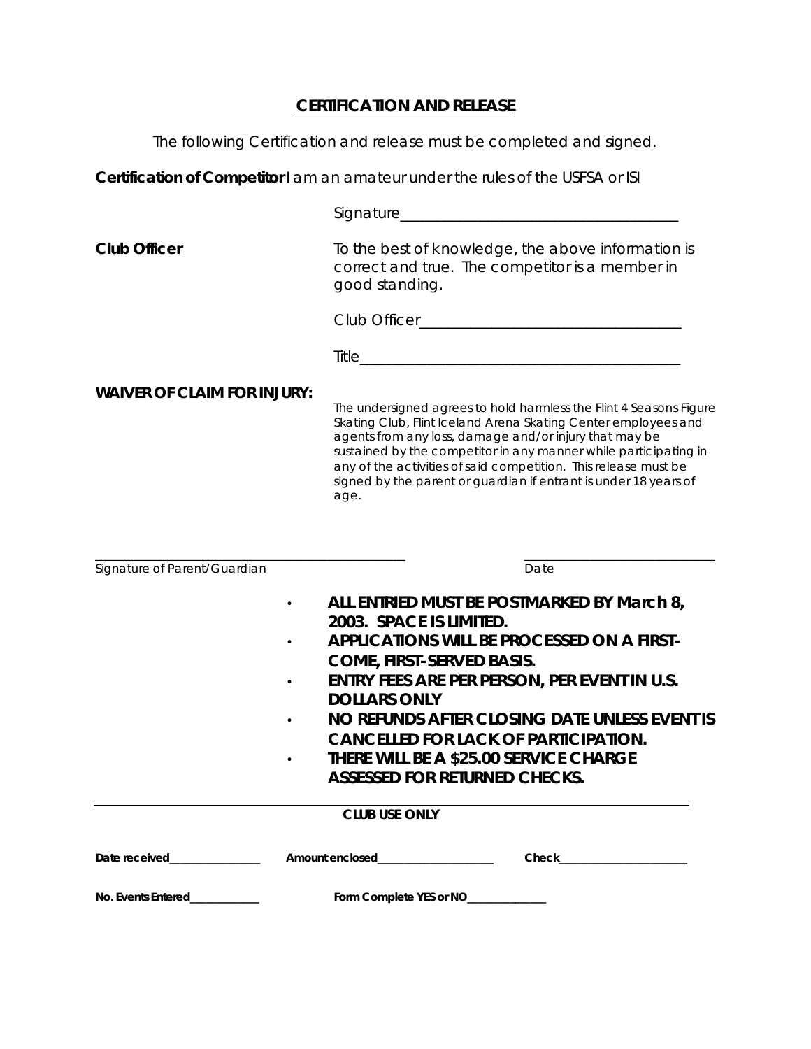## CERTIFICATION AND RELEASE

The following Certification and release must be completed and signed.

**Certification of Competitor** I am an amateur under the rules of the USFSA or ISI

Signature_______________________________________

**Club Officer**

To the best of knowledge, the above information is correct and true. The competitor is a member in good standing.

Club Officer____________________________________

Title___________________________________________

**WAIVER OF CLAIM FOR INJURY:**

The undersigned agrees to hold harmless the Flint 4 Seasons Figure Skating Club, Flint Iceland Arena Skating Center employees and agents from any loss, damage and/or injury that may be sustained by the competitor in any manner while participating in any of the activities of said competition. This release must be signed by the parent or guardian if entrant is under 18 years of age.

_______________________________________________ Signature of Parent/Guardian

_______________________________ Date

- **ALL ENTRIED MUST BE POSTMARKED BY March 8, 2003. SPACE IS LIMITED.**
- **APPLICATIONS WILL BE PROCESSED ON A FIRST-COME, FIRST-SERVED BASIS.**
- **ENTRY FEES ARE PER PERSON, PER EVENT IN U.S. DOLLARS ONLY**
- **NO REFUNDS AFTER CLOSING DATE UNLESS EVENT IS CANCELLED FOR LACK OF PARTICIPATION.**
- **THERE WILL BE A $25.00 SERVICE CHARGE ASSESSED FOR RETURNED CHECKS.**

---

**CLUB USE ONLY**

**Date received**_______________ **Amount enclosed**___________________ **Check**_____________________

**No. Events Entered**___________ **Form Complete YES or NO**_____________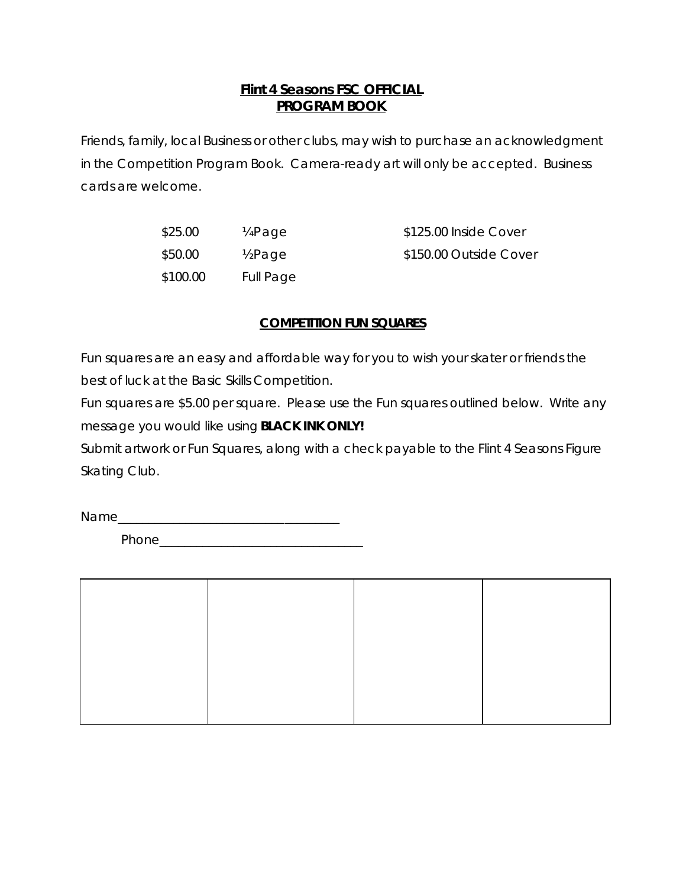## **Flint 4 Seasons FSC OFFICIAL PROGRAM BOOK**

Friends, family, local Business or other clubs, may wish to purchase an acknowledgment in the Competition Program Book. Camera-ready art will only be accepted. Business cards are welcome.

| | | |
|---|---|---|
| $25.00 | ¼Page | $125.00 Inside Cover |
| $50.00 | ½Page | $150.00 Outside Cover |
| $100.00 | Full Page | |

## **COMPETITION FUN SQUARES**

Fun squares are an easy and affordable way for you to wish your skater or friends the best of luck at the Basic Skills Competition.

Fun squares are $5.00 per square. Please use the Fun squares outlined below. Write any message you would like using **BLACK INK ONLY!**

Submit artwork or Fun Squares, along with a check payable to the Flint 4 Seasons Figure Skating Club.

Name_________________________________

Phone________________________________

| | | | |
|---|---|---|---|
| | | | |